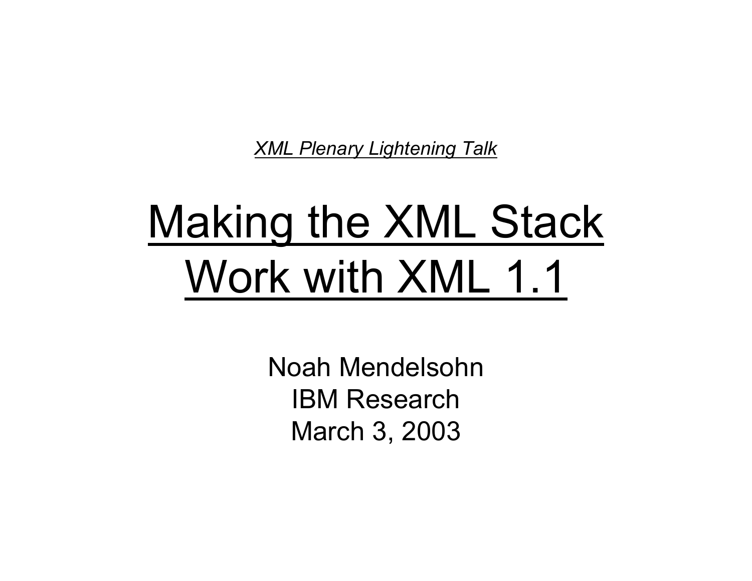*XML Plenary Lightening Talk*

# Making the XML Stack Work with XML 1.1

Noah Mendelsohn
IBM Research
March 3, 2003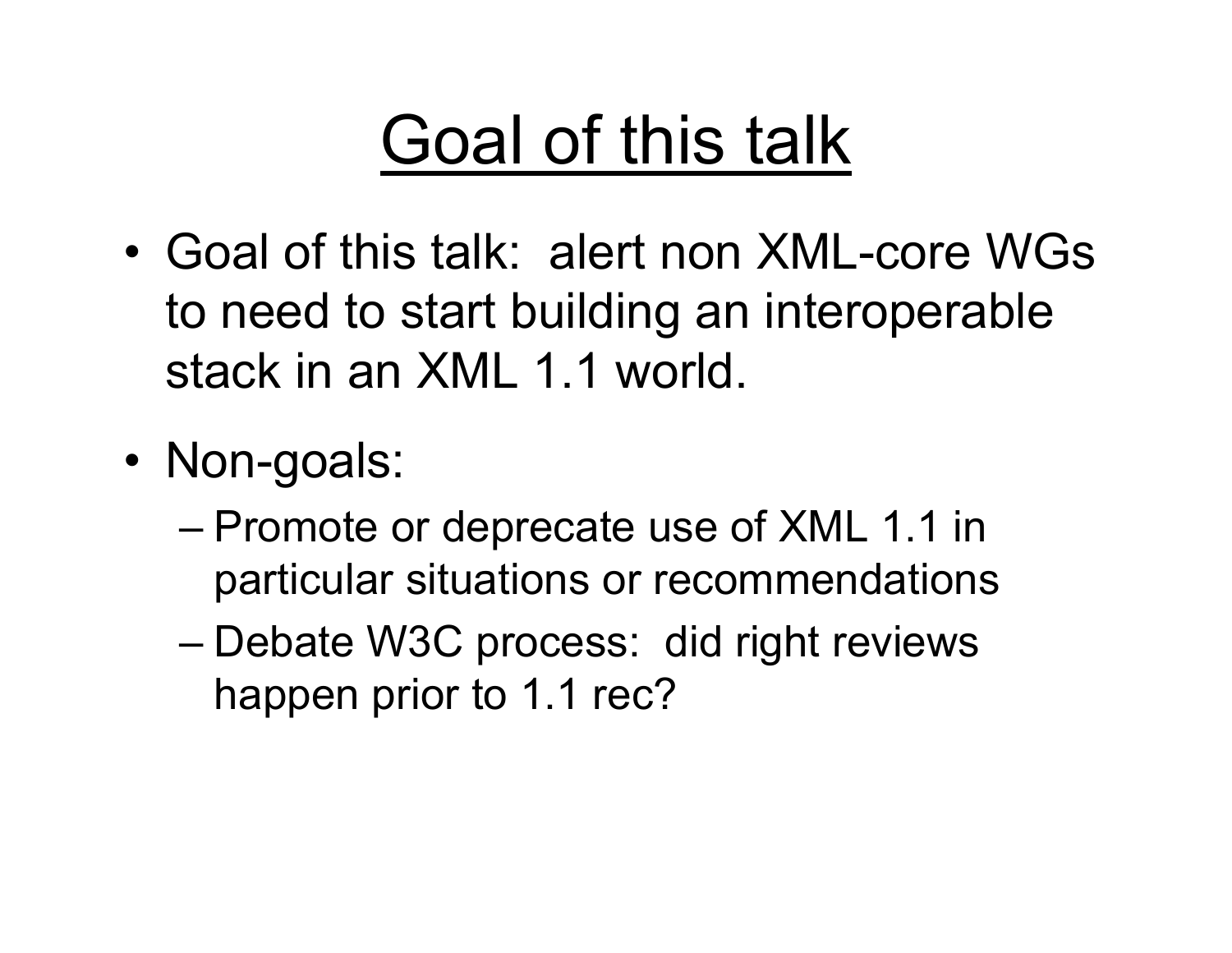# Goal of this talk

- Goal of this talk:  alert non XML-core WGs to need to start building an interoperable stack in an XML 1.1 world.
- Non-goals:
  - Promote or deprecate use of XML 1.1 in particular situations or recommendations
  - Debate W3C process:  did right reviews happen prior to 1.1 rec?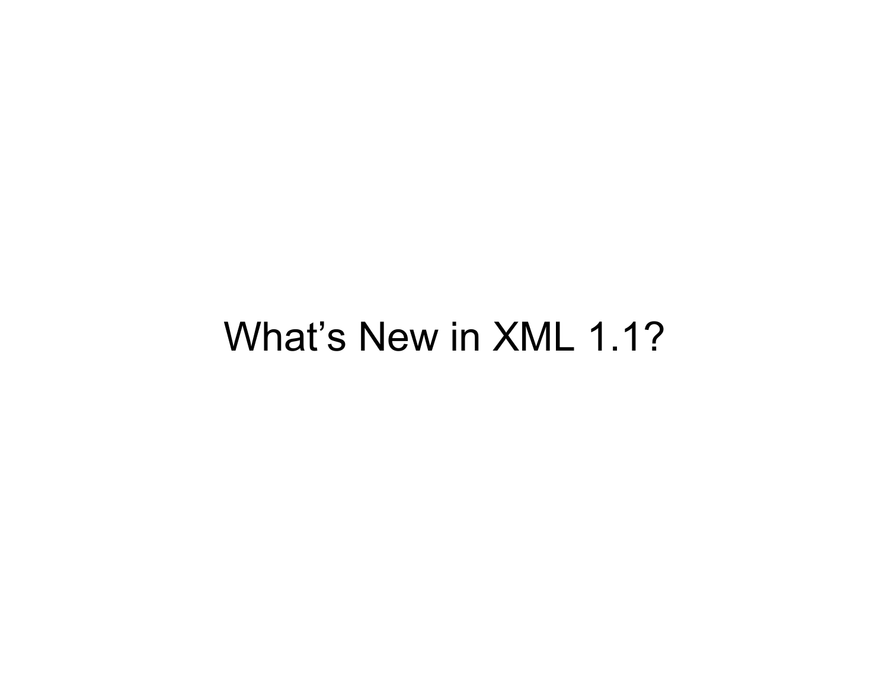# What’s New in XML 1.1?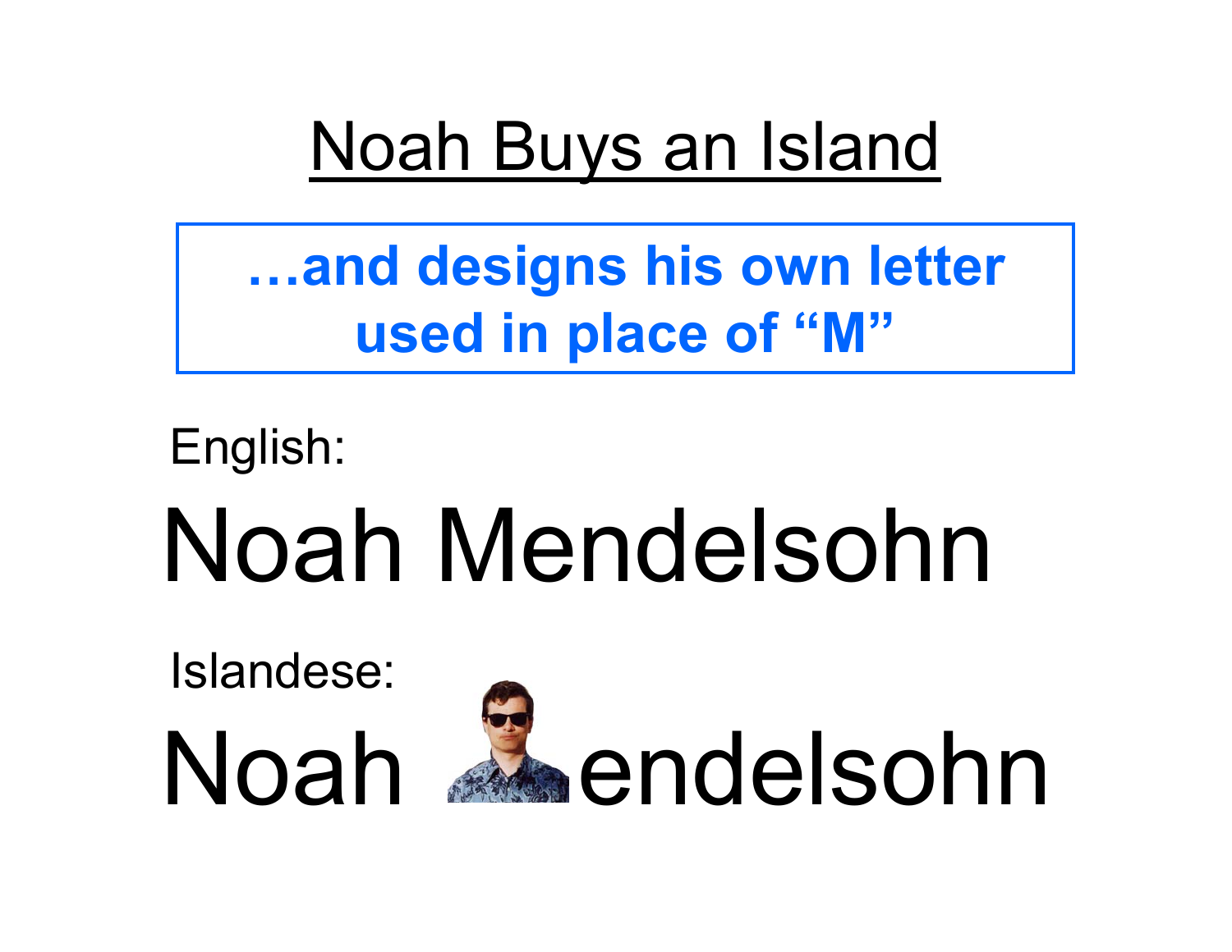# Noah Buys an Island

**…and designs his own letter used in place of "M"**

English:

Noah Mendelsohn

Islandese:

Noah endelsohn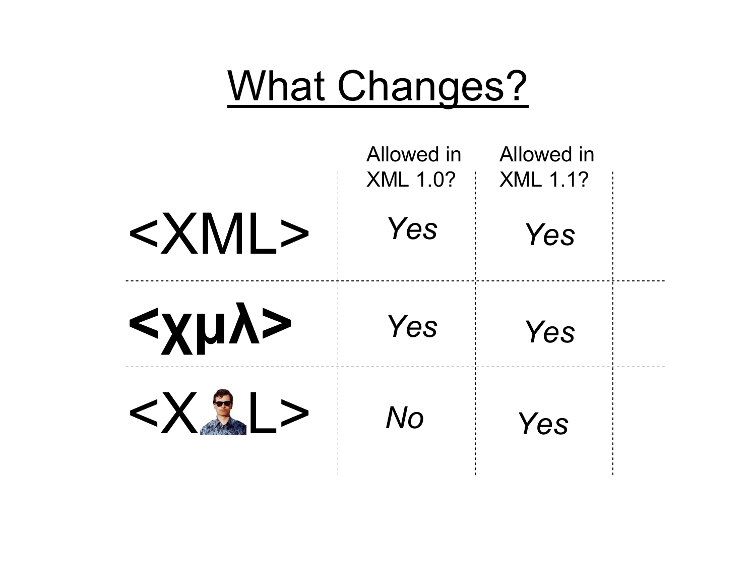# What Changes?

| | Allowed in XML 1.0? | Allowed in XML 1.1? |
|---|---|---|
| <XML> | *Yes* | *Yes* |
| **<χμλ>** | *Yes* | *Yes* |
| <X L> | *No* | *Yes* |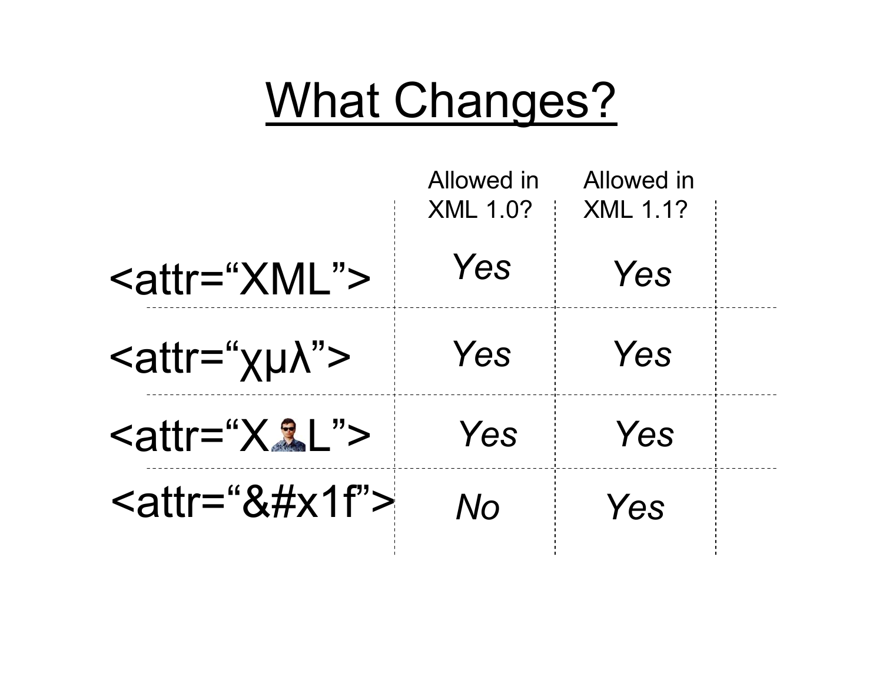# What Changes?

| | Allowed in XML 1.0? | Allowed in XML 1.1? |
|---|---|---|
| <attr=“XML”> | *Yes* | *Yes* |
| <attr=“χμλ”> | *Yes* | *Yes* |
| <attr=“X L”> | *Yes* | *Yes* |
| <attr=“&#x1f”> | *No* | *Yes* |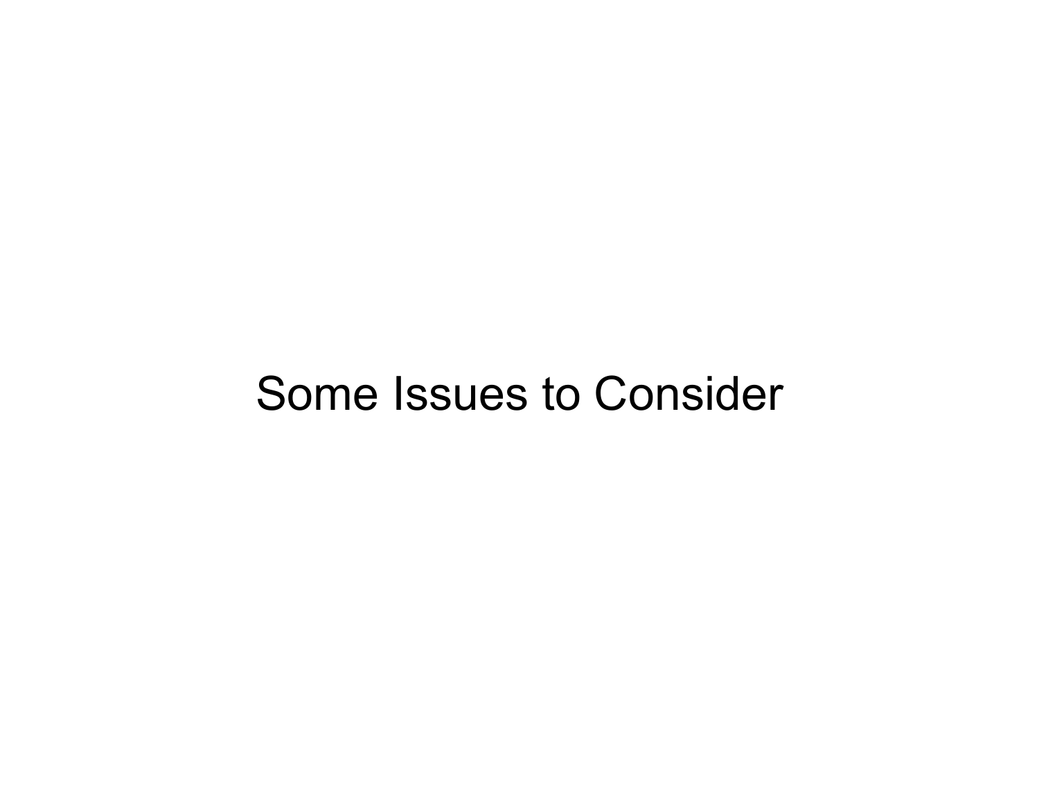# Some Issues to Consider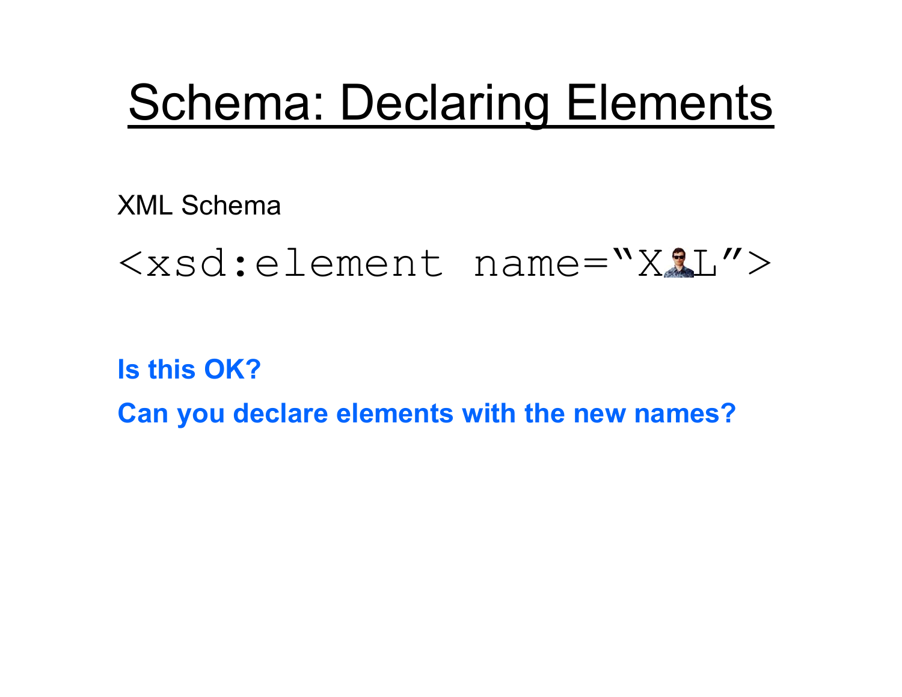# Schema: Declaring Elements

XML Schema

```
<xsd:element name="X🧑L">
```

**Is this OK?**

**Can you declare elements with the new names?**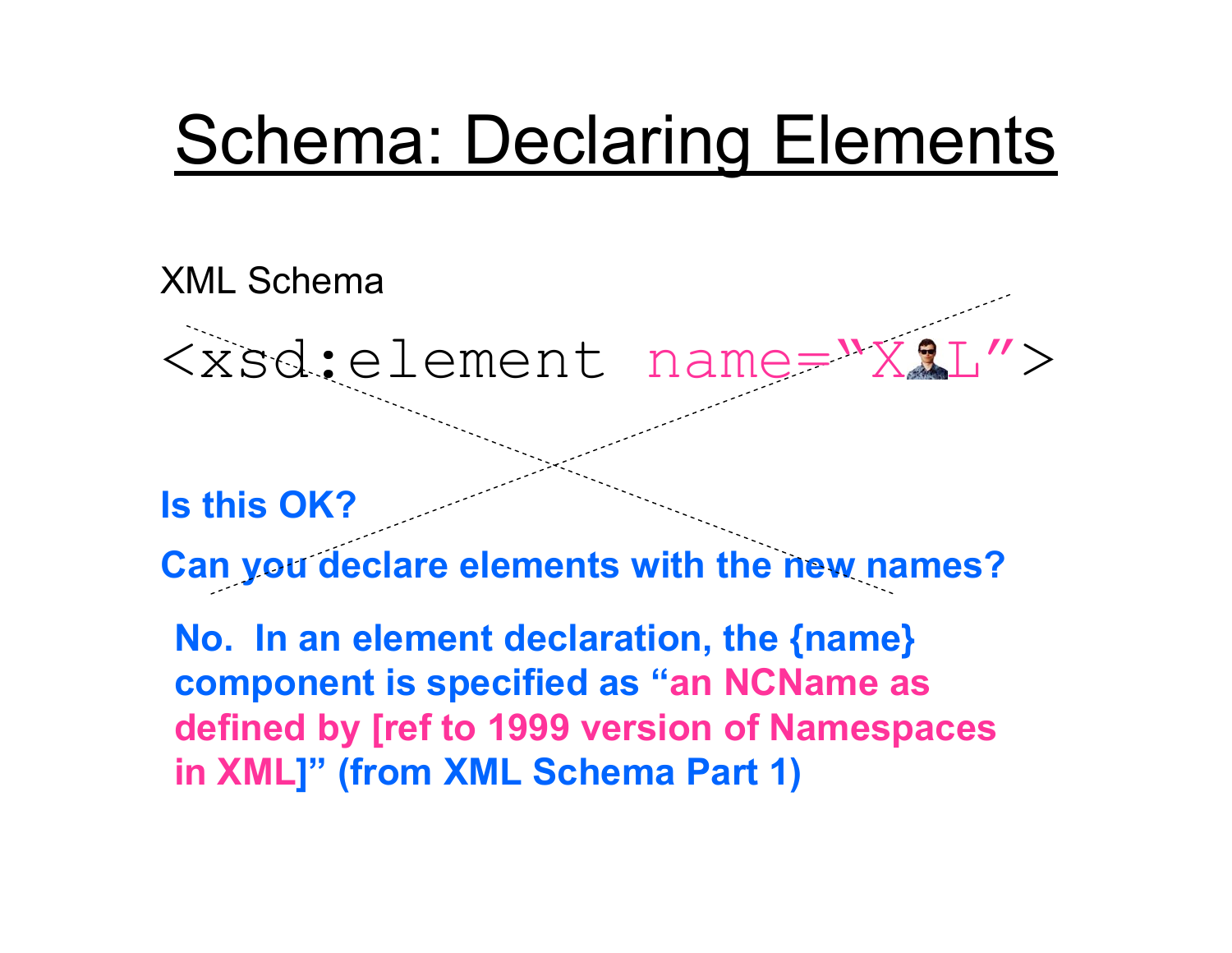# Schema: Declaring Elements

XML Schema

```
<xsd:element name="X?L">
```

**Is this OK?**

**Can you declare elements with the new names?**

**No. In an element declaration, the {name} component is specified as "an NCName as defined by [ref to 1999 version of Namespaces in XML]" (from XML Schema Part 1)**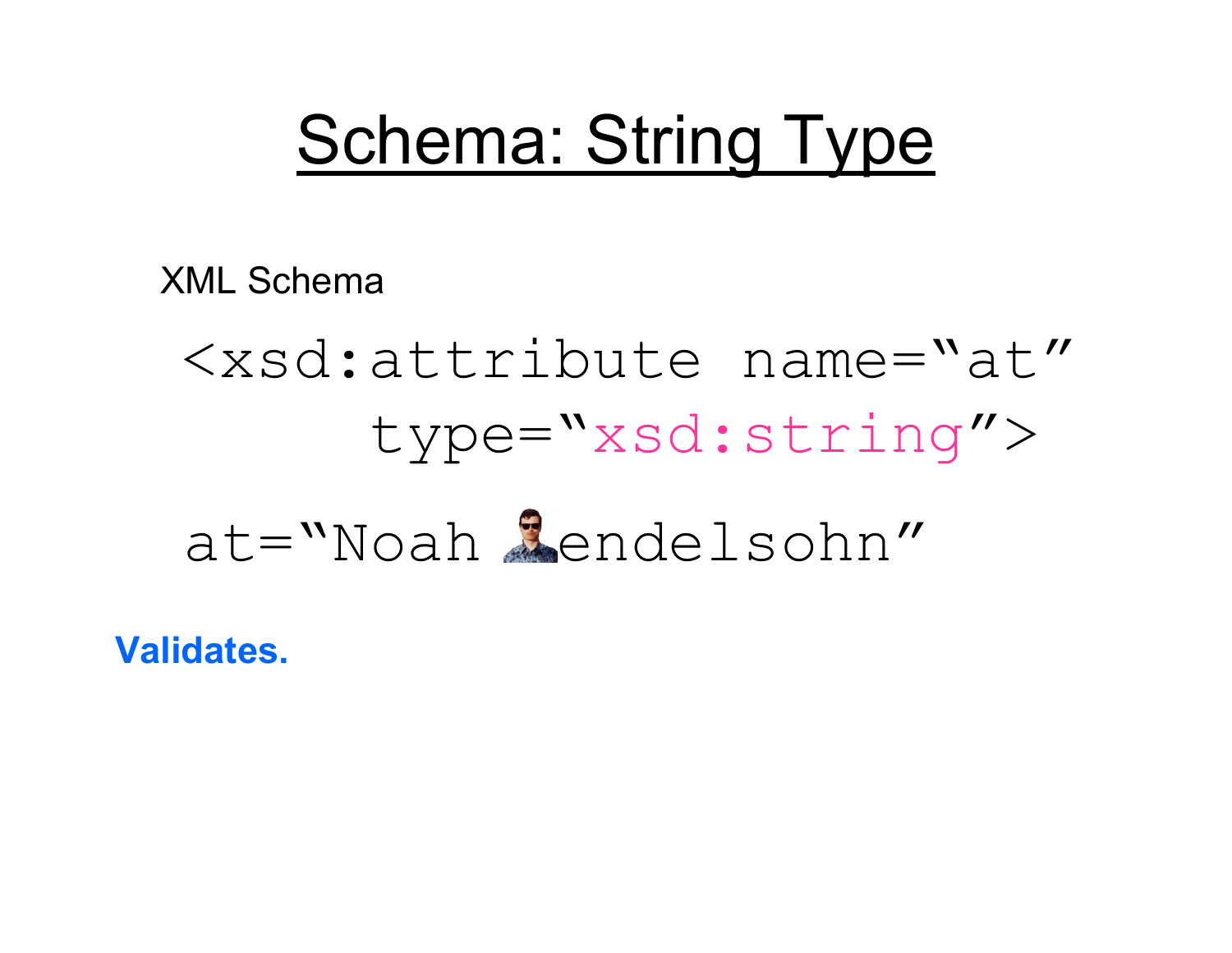# Schema: String Type

XML Schema

```
<xsd:attribute name=“at”
     type=“xsd:string”>
```

```
at=“Noah endelsohn”
```

**Validates.**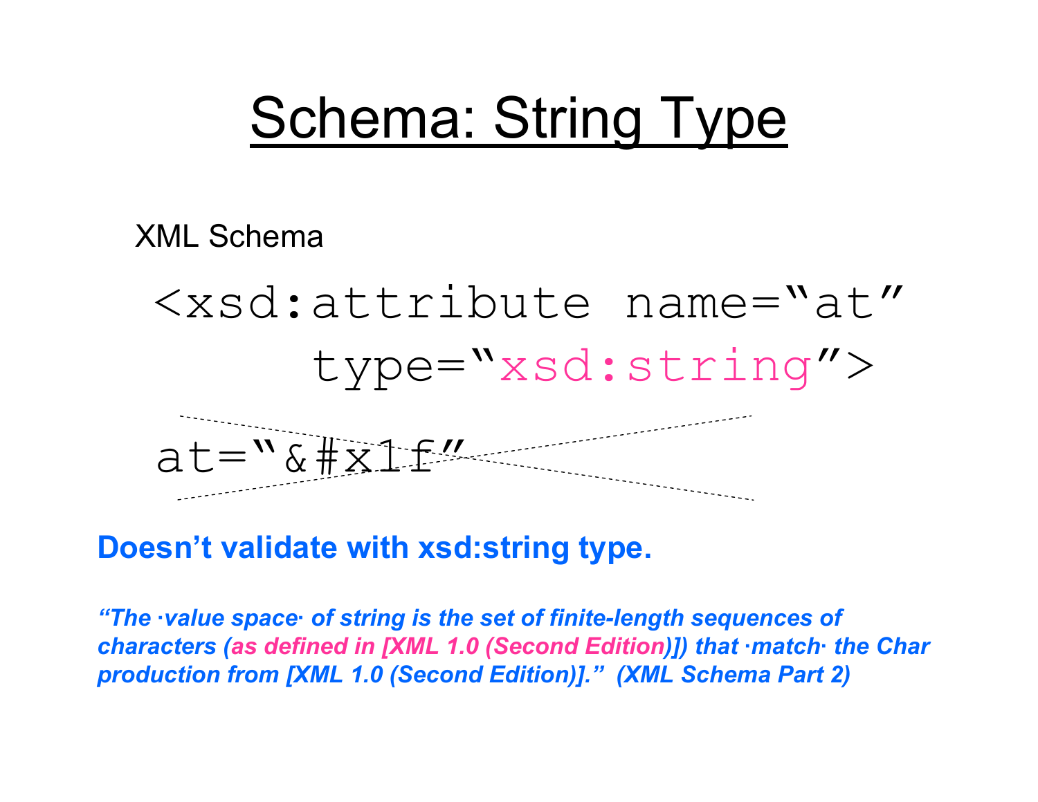# Schema: String Type

XML Schema

```
<xsd:attribute name="at"
     type="xsd:string">
```

```
at="&#x1f"
```

(crossed out)

**Doesn't validate with xsd:string type.**

***"The ·value space· of string is the set of finite-length sequences of characters (as defined in [XML 1.0 (Second Edition)]) that ·match· the Char production from [XML 1.0 (Second Edition)]." (XML Schema Part 2)***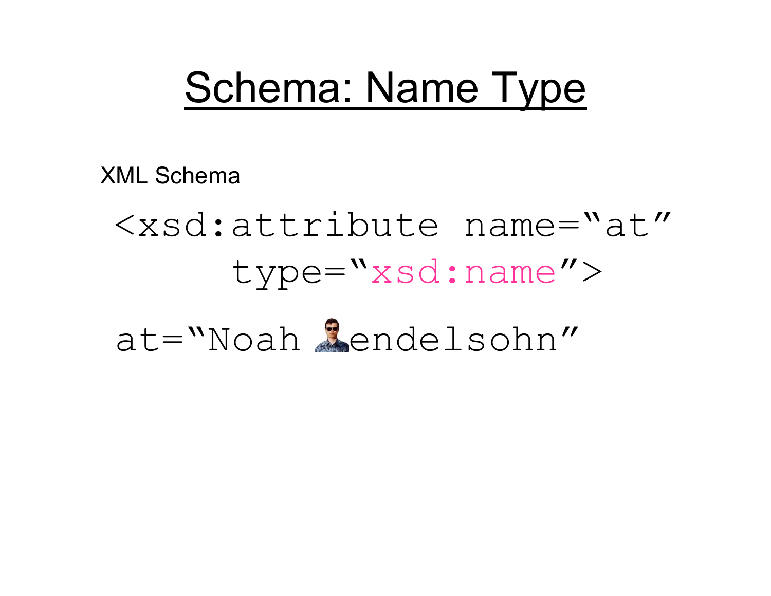# Schema: Name Type

XML Schema

```
<xsd:attribute name=“at”
     type=“xsd:name”>

at=“Noah endelsohn”
```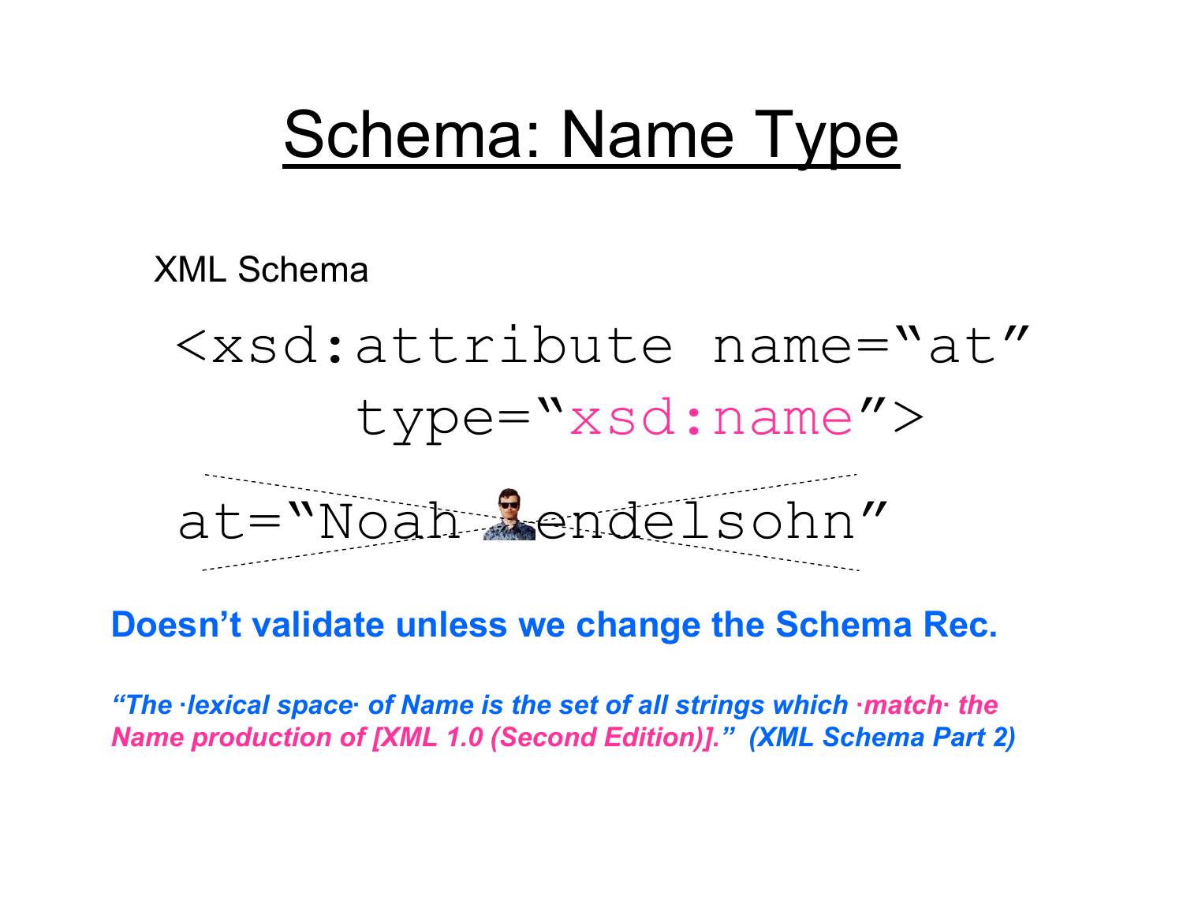# Schema: Name Type

XML Schema

```
<xsd:attribute name="at"
    type="xsd:name">
```

```
at="Noah  endelsohn"
```

**Doesn't validate unless we change the Schema Rec.**

***"The ·lexical space· of Name is the set of all strings which ·match· the Name production of [XML 1.0 (Second Edition)]." (XML Schema Part 2)***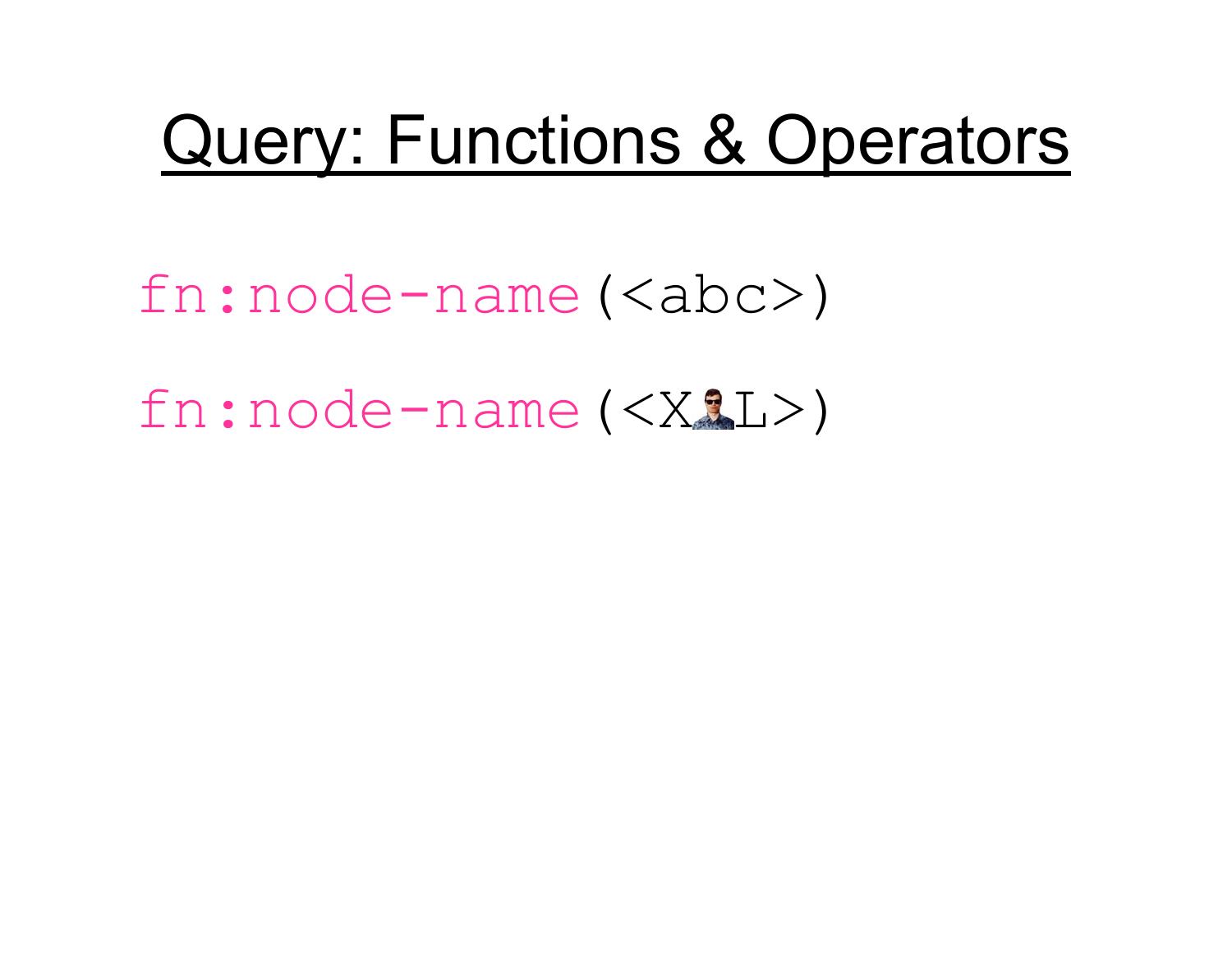# Query: Functions & Operators

```
fn:node-name(<abc>)

fn:node-name(<X L>)
```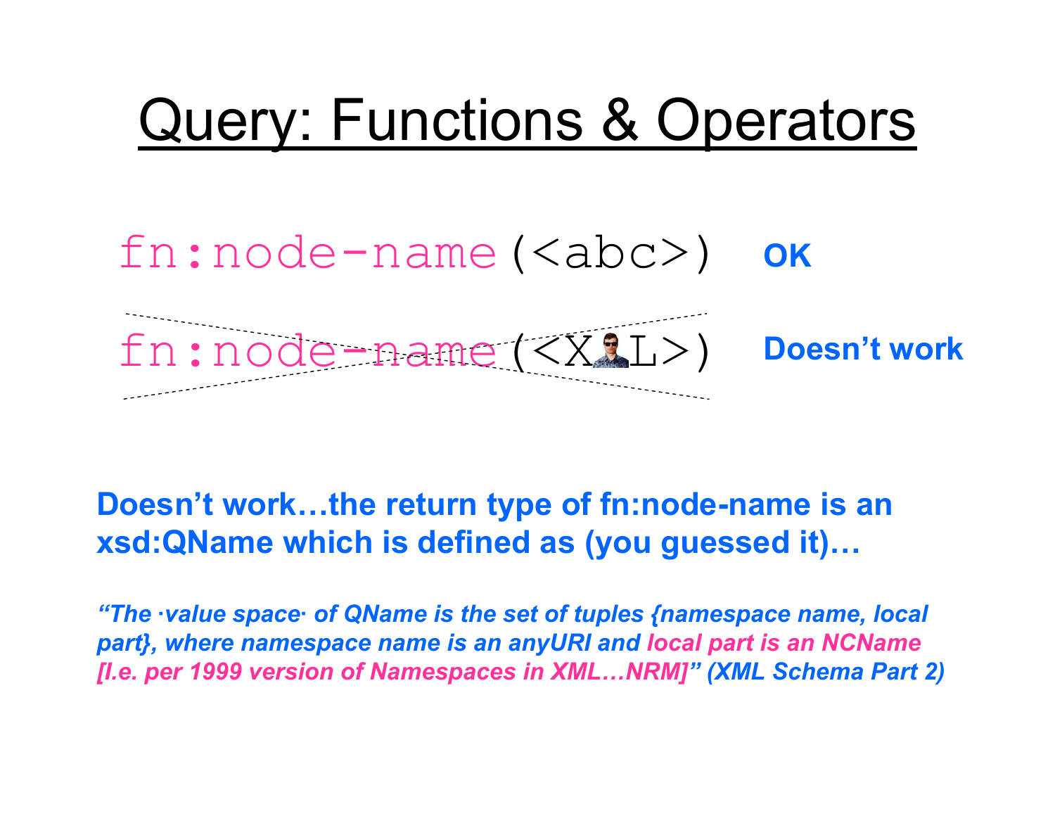# Query: Functions & Operators

```
fn:node-name(<abc>)    OK
```

```
fn:node-name(<X L>)    Doesn't work
```

**Doesn't work…the return type of fn:node-name is an xsd:QName which is defined as (you guessed it)…**

***"The ·value space· of QName is the set of tuples {namespace name, local part}, where namespace name is an anyURI and local part is an NCName [I.e. per 1999 version of Namespaces in XML…NRM]" (XML Schema Part 2)***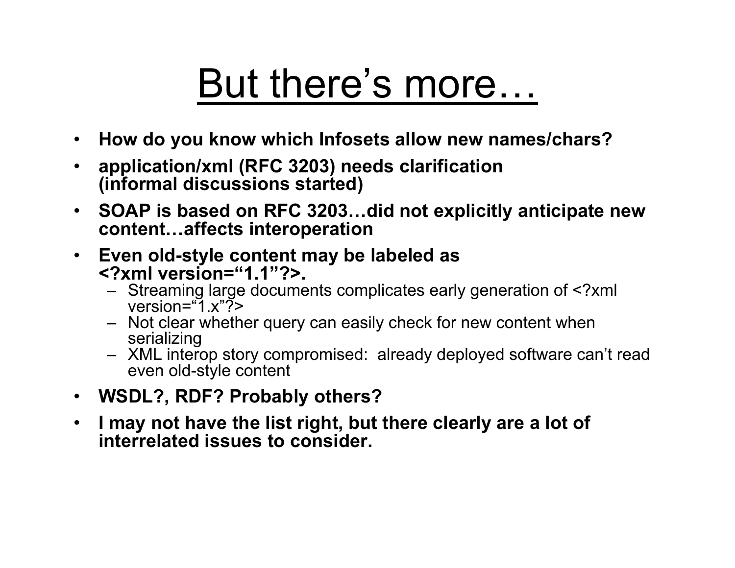# But there's more…

- **How do you know which Infosets allow new names/chars?**
- **application/xml (RFC 3203) needs clarification (informal discussions started)**
- **SOAP is based on RFC 3203…did not explicitly anticipate new content…affects interoperation**
- **Even old-style content may be labeled as <?xml version="1.1"?>.**
  - Streaming large documents complicates early generation of <?xml version="1.x"?>
  - Not clear whether query can easily check for new content when serializing
  - XML interop story compromised: already deployed software can't read even old-style content
- **WSDL?, RDF? Probably others?**
- **I may not have the list right, but there clearly are a lot of interrelated issues to consider.**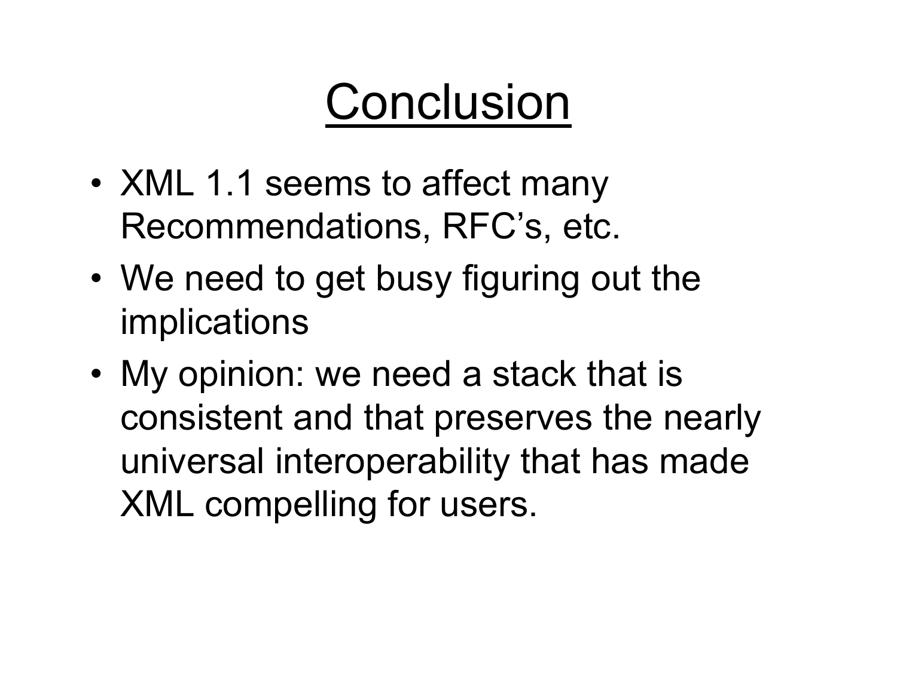# Conclusion

- XML 1.1 seems to affect many Recommendations, RFC's, etc.
- We need to get busy figuring out the implications
- My opinion: we need a stack that is consistent and that preserves the nearly universal interoperability that has made XML compelling for users.